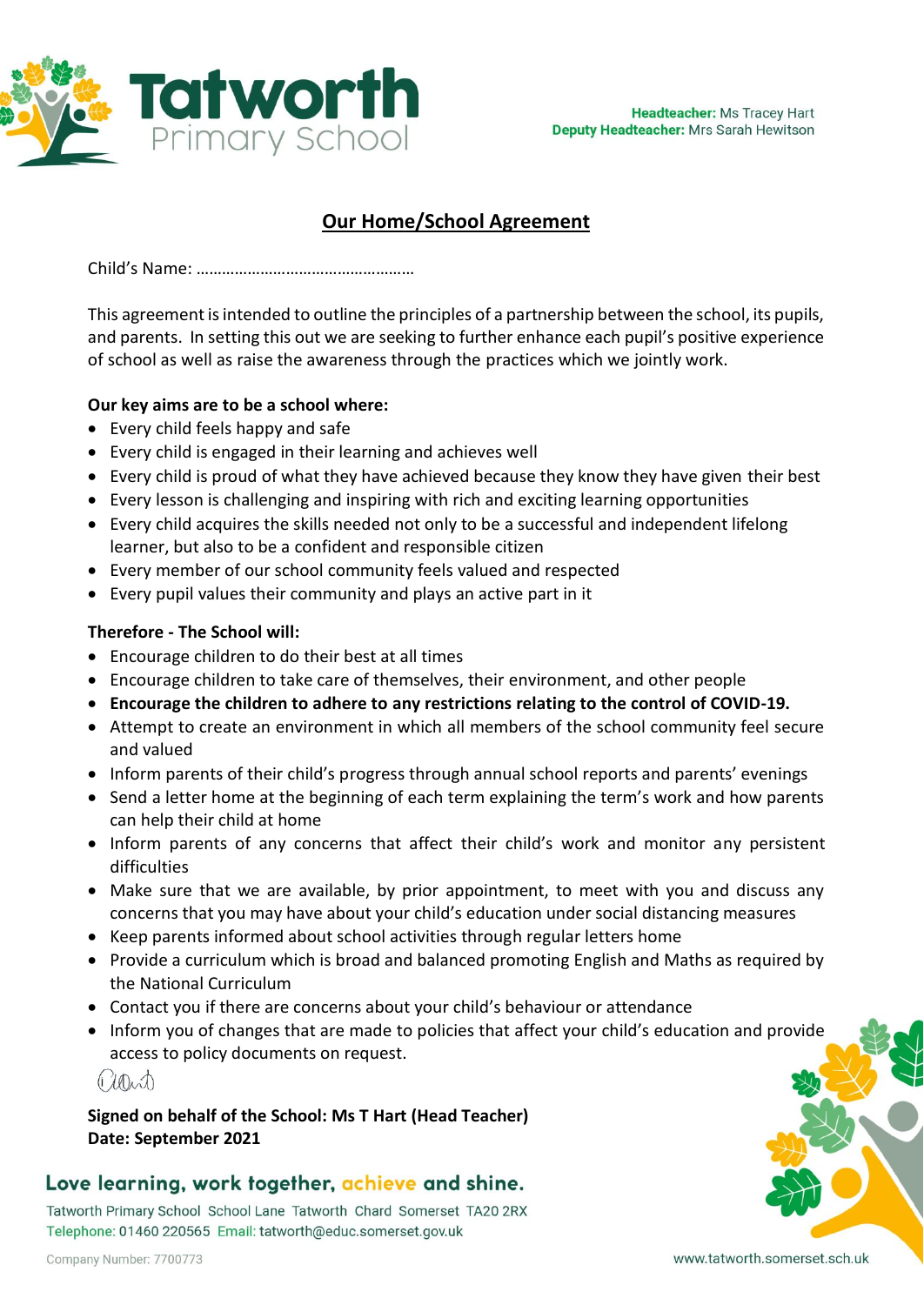# Tatworth Primary School

**Headteacher:** Ms Tracey Hart
**Deputy Headteacher:** Mrs Sarah Hewitson

## Our Home/School Agreement

Child's Name: ……………………………………………

This agreement is intended to outline the principles of a partnership between the school, its pupils, and parents. In setting this out we are seeking to further enhance each pupil's positive experience of school as well as raise the awareness through the practices which we jointly work.

**Our key aims are to be a school where:**

- Every child feels happy and safe
- Every child is engaged in their learning and achieves well
- Every child is proud of what they have achieved because they know they have given their best
- Every lesson is challenging and inspiring with rich and exciting learning opportunities
- Every child acquires the skills needed not only to be a successful and independent lifelong learner, but also to be a confident and responsible citizen
- Every member of our school community feels valued and respected
- Every pupil values their community and plays an active part in it

**Therefore - The School will:**

- Encourage children to do their best at all times
- Encourage children to take care of themselves, their environment, and other people
- **Encourage the children to adhere to any restrictions relating to the control of COVID-19.**
- Attempt to create an environment in which all members of the school community feel secure and valued
- Inform parents of their child's progress through annual school reports and parents' evenings
- Send a letter home at the beginning of each term explaining the term's work and how parents can help their child at home
- Inform parents of any concerns that affect their child's work and monitor any persistent difficulties
- Make sure that we are available, by prior appointment, to meet with you and discuss any concerns that you may have about your child's education under social distancing measures
- Keep parents informed about school activities through regular letters home
- Provide a curriculum which is broad and balanced promoting English and Maths as required by the National Curriculum
- Contact you if there are concerns about your child's behaviour or attendance
- Inform you of changes that are made to policies that affect your child's education and provide access to policy documents on request.

**Signed on behalf of the School: Ms T Hart (Head Teacher)**
**Date: September 2021**

Love learning, work together, achieve and shine.

Tatworth Primary School School Lane Tatworth Chard Somerset TA20 2RX
Telephone: 01460 220565 Email: tatworth@educ.somerset.gov.uk

Company Number: 7700773

www.tatworth.somerset.sch.uk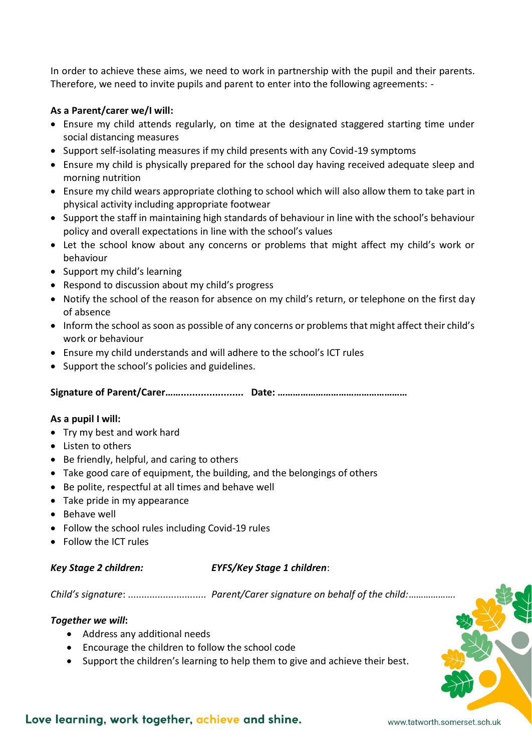In order to achieve these aims, we need to work in partnership with the pupil and their parents. Therefore, we need to invite pupils and parent to enter into the following agreements: -

**As a Parent/carer we/I will:**

- Ensure my child attends regularly, on time at the designated staggered starting time under social distancing measures
- Support self-isolating measures if my child presents with any Covid-19 symptoms
- Ensure my child is physically prepared for the school day having received adequate sleep and morning nutrition
- Ensure my child wears appropriate clothing to school which will also allow them to take part in physical activity including appropriate footwear
- Support the staff in maintaining high standards of behaviour in line with the school's behaviour policy and overall expectations in line with the school's values
- Let the school know about any concerns or problems that might affect my child's work or behaviour
- Support my child's learning
- Respond to discussion about my child's progress
- Notify the school of the reason for absence on my child's return, or telephone on the first day of absence
- Inform the school as soon as possible of any concerns or problems that might affect their child's work or behaviour
- Ensure my child understands and will adhere to the school's ICT rules
- Support the school's policies and guidelines.

**Signature of Parent/Carer……………………….. Date: ……………………………………………**

**As a pupil I will:**

- Try my best and work hard
- Listen to others
- Be friendly, helpful, and caring to others
- Take good care of equipment, the building, and the belongings of others
- Be polite, respectful at all times and behave well
- Take pride in my appearance
- Behave well
- Follow the school rules including Covid-19 rules
- Follow the ICT rules

***Key Stage 2 children:*** ***EYFS/Key Stage 1 children*:**

*Child's signature*: ............................ *Parent/Carer signature on behalf of the child:*……………….

***Together we will*:**

- Address any additional needs
- Encourage the children to follow the school code
- Support the children's learning to help them to give and achieve their best.

Love learning, work together, achieve and shine.

www.tatworth.somerset.sch.uk